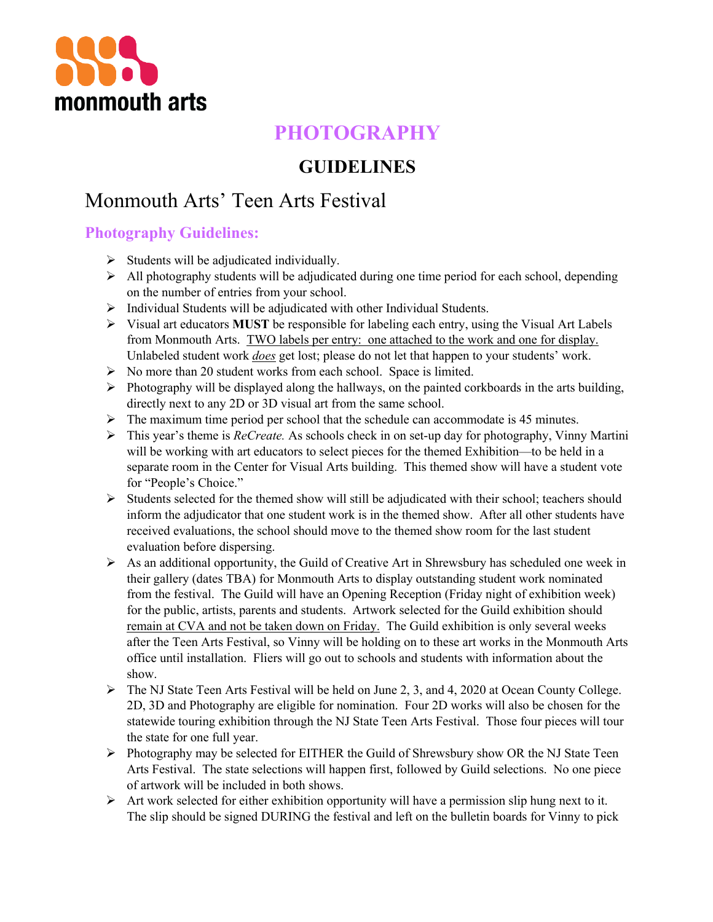monmouth arts

# PHOTOGRAPHY

## GUIDELINES

## Monmouth Arts' Teen Arts Festival

### Photography Guidelines:

- Students will be adjudicated individually.
- All photography students will be adjudicated during one time period for each school, depending on the number of entries from your school.
- Individual Students will be adjudicated with other Individual Students.
- Visual art educators **MUST** be responsible for labeling each entry, using the Visual Art Labels from Monmouth Arts. TWO labels per entry: one attached to the work and one for display. Unlabeled student work *does* get lost; please do not let that happen to your students' work.
- No more than 20 student works from each school. Space is limited.
- Photography will be displayed along the hallways, on the painted corkboards in the arts building, directly next to any 2D or 3D visual art from the same school.
- The maximum time period per school that the schedule can accommodate is 45 minutes.
- This year's theme is *ReCreate.* As schools check in on set-up day for photography, Vinny Martini will be working with art educators to select pieces for the themed Exhibition—to be held in a separate room in the Center for Visual Arts building. This themed show will have a student vote for "People's Choice."
- Students selected for the themed show will still be adjudicated with their school; teachers should inform the adjudicator that one student work is in the themed show. After all other students have received evaluations, the school should move to the themed show room for the last student evaluation before dispersing.
- As an additional opportunity, the Guild of Creative Art in Shrewsbury has scheduled one week in their gallery (dates TBA) for Monmouth Arts to display outstanding student work nominated from the festival. The Guild will have an Opening Reception (Friday night of exhibition week) for the public, artists, parents and students. Artwork selected for the Guild exhibition should remain at CVA and not be taken down on Friday. The Guild exhibition is only several weeks after the Teen Arts Festival, so Vinny will be holding on to these art works in the Monmouth Arts office until installation. Fliers will go out to schools and students with information about the show.
- The NJ State Teen Arts Festival will be held on June 2, 3, and 4, 2020 at Ocean County College. 2D, 3D and Photography are eligible for nomination. Four 2D works will also be chosen for the statewide touring exhibition through the NJ State Teen Arts Festival. Those four pieces will tour the state for one full year.
- Photography may be selected for EITHER the Guild of Shrewsbury show OR the NJ State Teen Arts Festival. The state selections will happen first, followed by Guild selections. No one piece of artwork will be included in both shows.
- Art work selected for either exhibition opportunity will have a permission slip hung next to it. The slip should be signed DURING the festival and left on the bulletin boards for Vinny to pick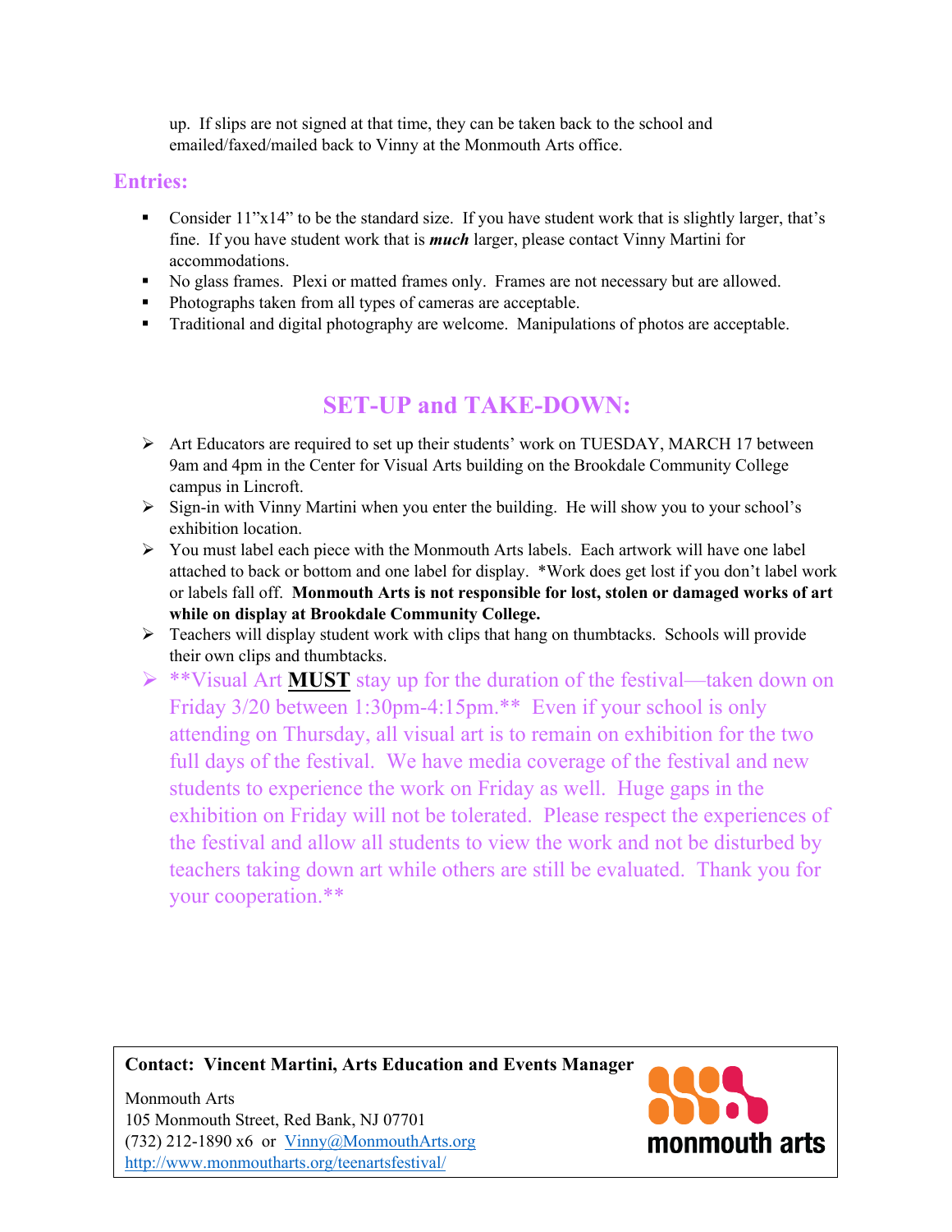up. If slips are not signed at that time, they can be taken back to the school and emailed/faxed/mailed back to Vinny at the Monmouth Arts office.

## Entries:

- Consider 11"x14" to be the standard size. If you have student work that is slightly larger, that's fine. If you have student work that is ***much*** larger, please contact Vinny Martini for accommodations.
- No glass frames. Plexi or matted frames only. Frames are not necessary but are allowed.
- Photographs taken from all types of cameras are acceptable.
- Traditional and digital photography are welcome. Manipulations of photos are acceptable.

## SET-UP and TAKE-DOWN:

- Art Educators are required to set up their students' work on TUESDAY, MARCH 17 between 9am and 4pm in the Center for Visual Arts building on the Brookdale Community College campus in Lincroft.
- Sign-in with Vinny Martini when you enter the building. He will show you to your school's exhibition location.
- You must label each piece with the Monmouth Arts labels. Each artwork will have one label attached to back or bottom and one label for display. *Work does get lost if you don't label work or labels fall off. **Monmouth Arts is not responsible for lost, stolen or damaged works of art while on display at Brookdale Community College.**
- Teachers will display student work with clips that hang on thumbtacks. Schools will provide their own clips and thumbtacks.
- **Visual Art **<u>MUST</u>** stay up for the duration of the festival—taken down on Friday 3/20 between 1:30pm-4:15pm.** Even if your school is only attending on Thursday, all visual art is to remain on exhibition for the two full days of the festival. We have media coverage of the festival and new students to experience the work on Friday as well. Huge gaps in the exhibition on Friday will not be tolerated. Please respect the experiences of the festival and allow all students to view the work and not be disturbed by teachers taking down art while others are still be evaluated. Thank you for your cooperation.**

**Contact: Vincent Martini, Arts Education and Events Manager**

Monmouth Arts
105 Monmouth Street, Red Bank, NJ 07701
(732) 212-1890 x6 or Vinny@MonmouthArts.org
http://www.monmoutharts.org/teenartsfestival/

monmouth arts